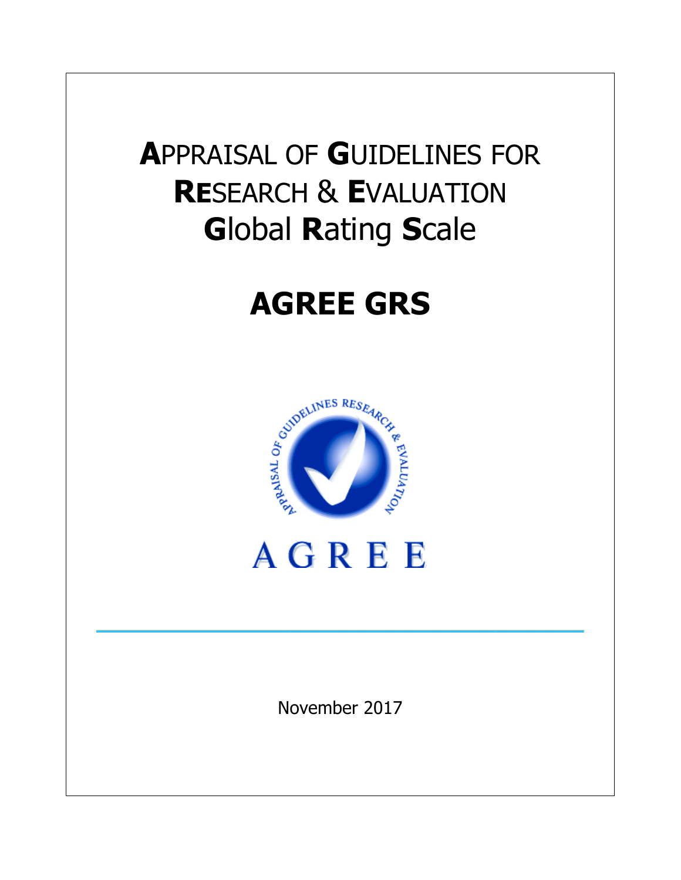# APPRAISAL OF GUIDELINES FOR RESEARCH & EVALUATION Global Rating Scale

# AGREE GRS

AGREE

November 2017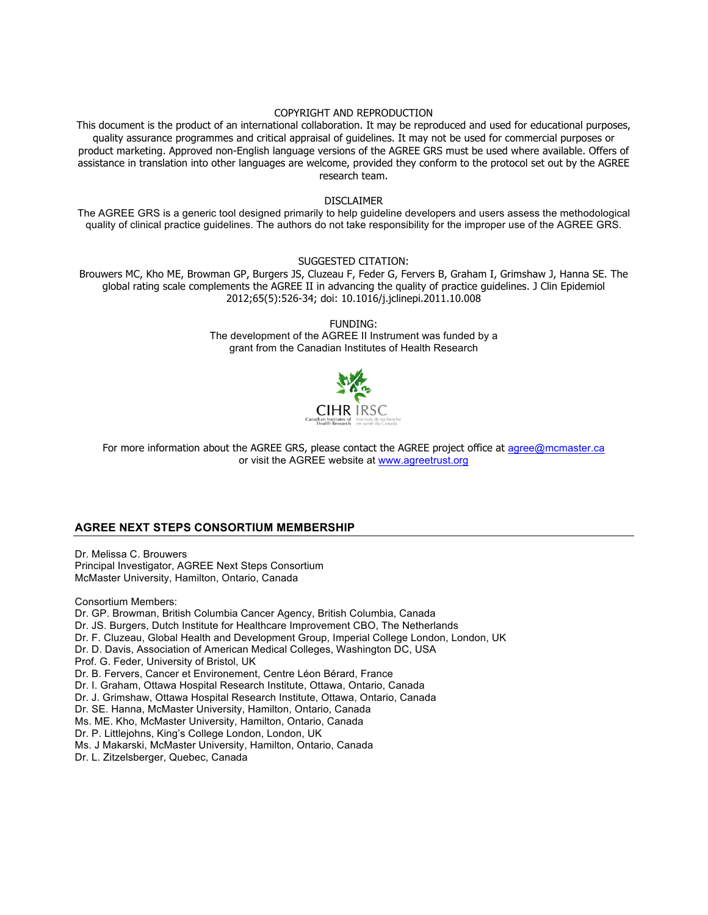COPYRIGHT AND REPRODUCTION

This document is the product of an international collaboration. It may be reproduced and used for educational purposes, quality assurance programmes and critical appraisal of guidelines. It may not be used for commercial purposes or product marketing. Approved non-English language versions of the AGREE GRS must be used where available. Offers of assistance in translation into other languages are welcome, provided they conform to the protocol set out by the AGREE research team.

DISCLAIMER

The AGREE GRS is a generic tool designed primarily to help guideline developers and users assess the methodological quality of clinical practice guidelines. The authors do not take responsibility for the improper use of the AGREE GRS.

SUGGESTED CITATION:

Brouwers MC, Kho ME, Browman GP, Burgers JS, Cluzeau F, Feder G, Fervers B, Graham I, Grimshaw J, Hanna SE. The global rating scale complements the AGREE II in advancing the quality of practice guidelines. J Clin Epidemiol 2012;65(5):526-34; doi: 10.1016/j.jclinepi.2011.10.008

FUNDING:

The development of the AGREE II Instrument was funded by a grant from the Canadian Institutes of Health Research

CIHR IRSC
Canadian Institutes of Health Research | Instituts de recherche en santé du Canada

For more information about the AGREE GRS, please contact the AGREE project office at agree@mcmaster.ca or visit the AGREE website at www.agreetrust.org

## AGREE NEXT STEPS CONSORTIUM MEMBERSHIP

Dr. Melissa C. Brouwers
Principal Investigator, AGREE Next Steps Consortium
McMaster University, Hamilton, Ontario, Canada

Consortium Members:
Dr. GP. Browman, British Columbia Cancer Agency, British Columbia, Canada
Dr. JS. Burgers, Dutch Institute for Healthcare Improvement CBO, The Netherlands
Dr. F. Cluzeau, Global Health and Development Group, Imperial College London, London, UK
Dr. D. Davis, Association of American Medical Colleges, Washington DC, USA
Prof. G. Feder, University of Bristol, UK
Dr. B. Fervers, Cancer et Environement, Centre Léon Bérard, France
Dr. I. Graham, Ottawa Hospital Research Institute, Ottawa, Ontario, Canada
Dr. J. Grimshaw, Ottawa Hospital Research Institute, Ottawa, Ontario, Canada
Dr. SE. Hanna, McMaster University, Hamilton, Ontario, Canada
Ms. ME. Kho, McMaster University, Hamilton, Ontario, Canada
Dr. P. Littlejohns, King's College London, London, UK
Ms. J Makarski, McMaster University, Hamilton, Ontario, Canada
Dr. L. Zitzelsberger, Quebec, Canada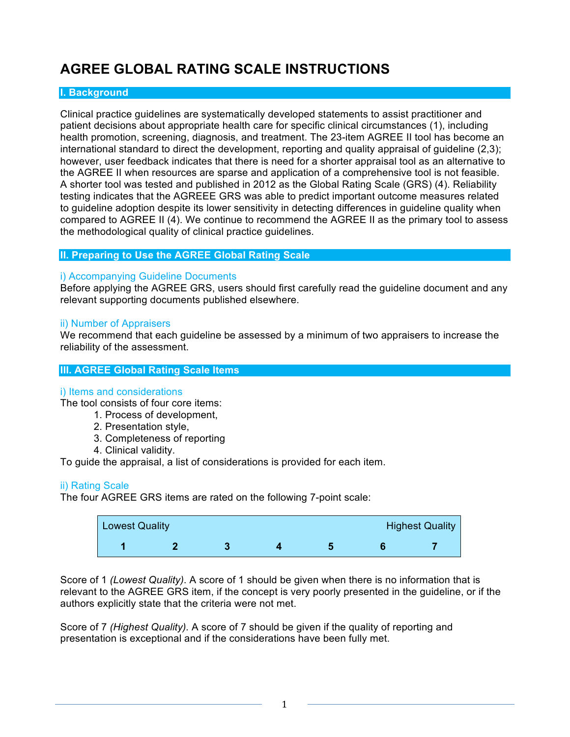# AGREE GLOBAL RATING SCALE INSTRUCTIONS

## I. Background

Clinical practice guidelines are systematically developed statements to assist practitioner and patient decisions about appropriate health care for specific clinical circumstances (1), including health promotion, screening, diagnosis, and treatment. The 23-item AGREE II tool has become an international standard to direct the development, reporting and quality appraisal of guideline (2,3); however, user feedback indicates that there is need for a shorter appraisal tool as an alternative to the AGREE II when resources are sparse and application of a comprehensive tool is not feasible. A shorter tool was tested and published in 2012 as the Global Rating Scale (GRS) (4). Reliability testing indicates that the AGREEE GRS was able to predict important outcome measures related to guideline adoption despite its lower sensitivity in detecting differences in guideline quality when compared to AGREE II (4). We continue to recommend the AGREE II as the primary tool to assess the methodological quality of clinical practice guidelines.

## II. Preparing to Use the AGREE Global Rating Scale

### i) Accompanying Guideline Documents

Before applying the AGREE GRS, users should first carefully read the guideline document and any relevant supporting documents published elsewhere.

### ii) Number of Appraisers

We recommend that each guideline be assessed by a minimum of two appraisers to increase the reliability of the assessment.

## III. AGREE Global Rating Scale Items

### i) Items and considerations

The tool consists of four core items:

1. Process of development,
2. Presentation style,
3. Completeness of reporting
4. Clinical validity.

To guide the appraisal, a list of considerations is provided for each item.

### ii) Rating Scale

The four AGREE GRS items are rated on the following 7-point scale:

| Lowest Quality | | | | | | Highest Quality |
|---|---|---|---|---|---|---|
| **1** | **2** | **3** | **4** | **5** | **6** | **7** |

Score of 1 *(Lowest Quality)*. A score of 1 should be given when there is no information that is relevant to the AGREE GRS item, if the concept is very poorly presented in the guideline, or if the authors explicitly state that the criteria were not met.

Score of 7 *(Highest Quality)*. A score of 7 should be given if the quality of reporting and presentation is exceptional and if the considerations have been fully met.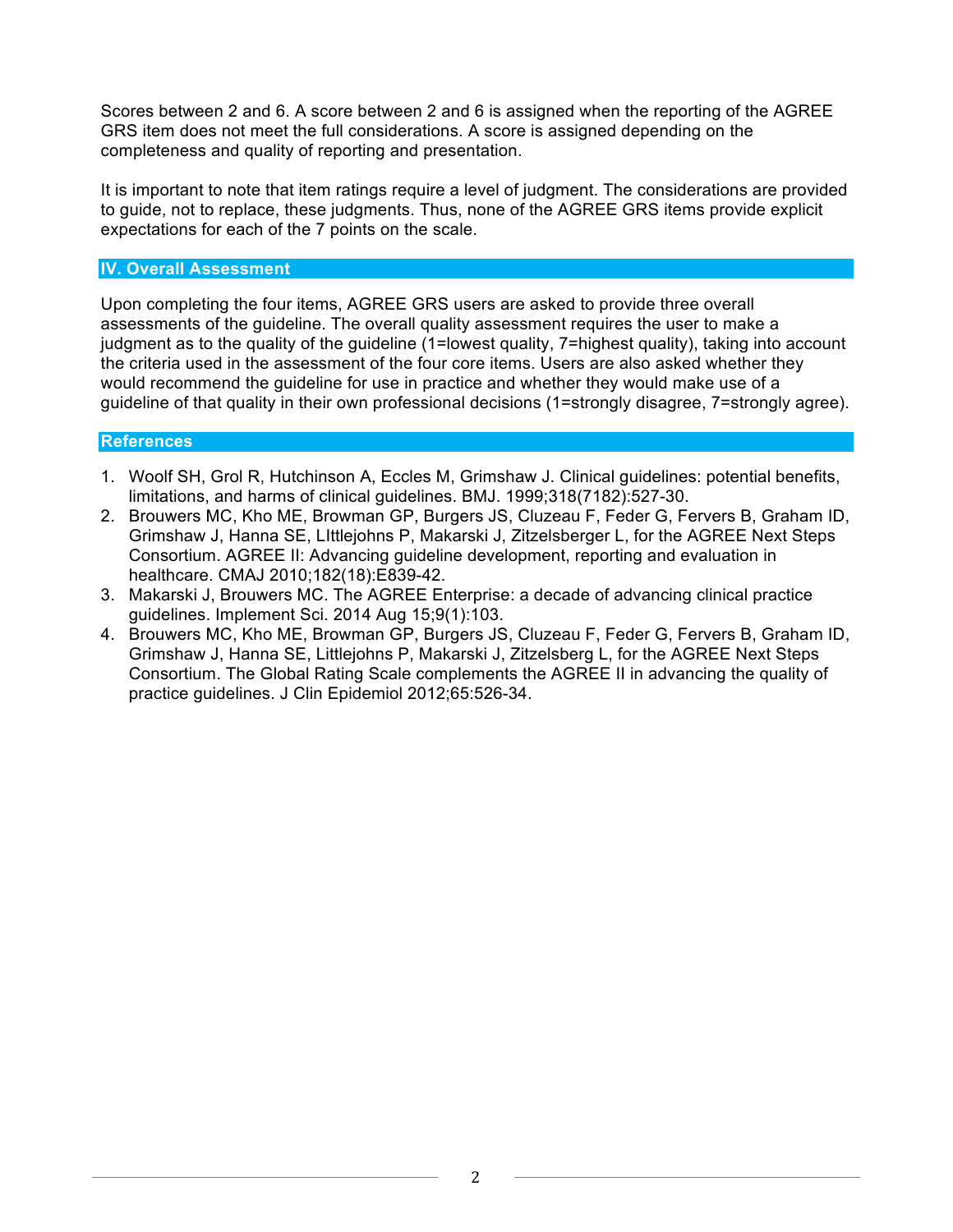Scores between 2 and 6. A score between 2 and 6 is assigned when the reporting of the AGREE GRS item does not meet the full considerations. A score is assigned depending on the completeness and quality of reporting and presentation.

It is important to note that item ratings require a level of judgment. The considerations are provided to guide, not to replace, these judgments. Thus, none of the AGREE GRS items provide explicit expectations for each of the 7 points on the scale.

## IV. Overall Assessment

Upon completing the four items, AGREE GRS users are asked to provide three overall assessments of the guideline. The overall quality assessment requires the user to make a judgment as to the quality of the guideline (1=lowest quality, 7=highest quality), taking into account the criteria used in the assessment of the four core items. Users are also asked whether they would recommend the guideline for use in practice and whether they would make use of a guideline of that quality in their own professional decisions (1=strongly disagree, 7=strongly agree).

## References

1. Woolf SH, Grol R, Hutchinson A, Eccles M, Grimshaw J. Clinical guidelines: potential benefits, limitations, and harms of clinical guidelines. BMJ. 1999;318(7182):527-30.
2. Brouwers MC, Kho ME, Browman GP, Burgers JS, Cluzeau F, Feder G, Fervers B, Graham ID, Grimshaw J, Hanna SE, LIttlejohns P, Makarski J, Zitzelsberger L, for the AGREE Next Steps Consortium. AGREE II: Advancing guideline development, reporting and evaluation in healthcare. CMAJ 2010;182(18):E839-42.
3. Makarski J, Brouwers MC. The AGREE Enterprise: a decade of advancing clinical practice guidelines. Implement Sci. 2014 Aug 15;9(1):103.
4. Brouwers MC, Kho ME, Browman GP, Burgers JS, Cluzeau F, Feder G, Fervers B, Graham ID, Grimshaw J, Hanna SE, Littlejohns P, Makarski J, Zitzelsberg L, for the AGREE Next Steps Consortium. The Global Rating Scale complements the AGREE II in advancing the quality of practice guidelines. J Clin Epidemiol 2012;65:526-34.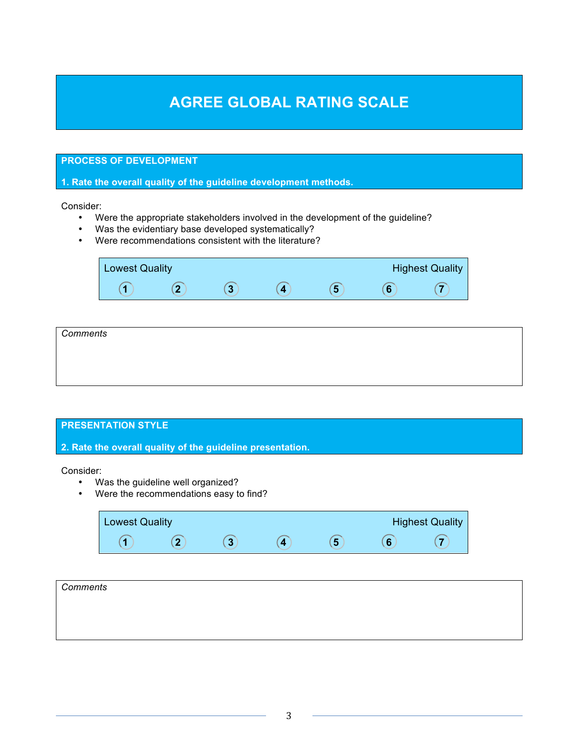# AGREE GLOBAL RATING SCALE

## PROCESS OF DEVELOPMENT

**1. Rate the overall quality of the guideline development methods.**

Consider:

- Were the appropriate stakeholders involved in the development of the guideline?
- Was the evidentiary base developed systematically?
- Were recommendations consistent with the literature?

| Lowest Quality | | | | | | Highest Quality |
|---|---|---|---|---|---|---|
| 1 | 2 | 3 | 4 | 5 | 6 | 7 |

*Comments*

## PRESENTATION STYLE

**2. Rate the overall quality of the guideline presentation.**

Consider:

- Was the guideline well organized?
- Were the recommendations easy to find?

| Lowest Quality | | | | | | Highest Quality |
|---|---|---|---|---|---|---|
| 1 | 2 | 3 | 4 | 5 | 6 | 7 |

*Comments*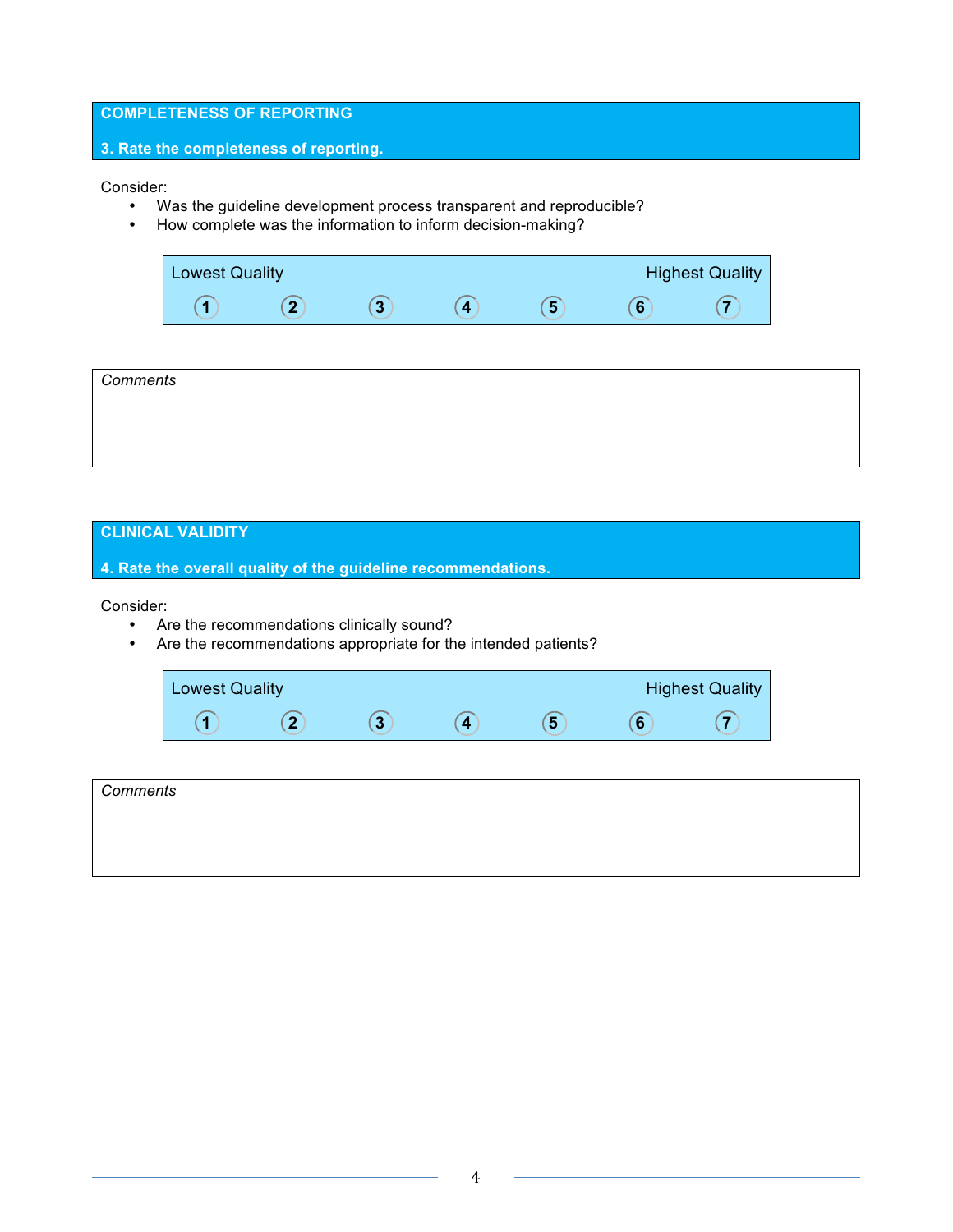## COMPLETENESS OF REPORTING

**3. Rate the completeness of reporting.**

Consider:

- Was the guideline development process transparent and reproducible?
- How complete was the information to inform decision-making?

| Lowest Quality | | | | | | Highest Quality |
|---|---|---|---|---|---|---|
| 1 | 2 | 3 | 4 | 5 | 6 | 7 |

*Comments*

## CLINICAL VALIDITY

**4. Rate the overall quality of the guideline recommendations.**

Consider:

- Are the recommendations clinically sound?
- Are the recommendations appropriate for the intended patients?

| Lowest Quality | | | | | | Highest Quality |
|---|---|---|---|---|---|---|
| 1 | 2 | 3 | 4 | 5 | 6 | 7 |

*Comments*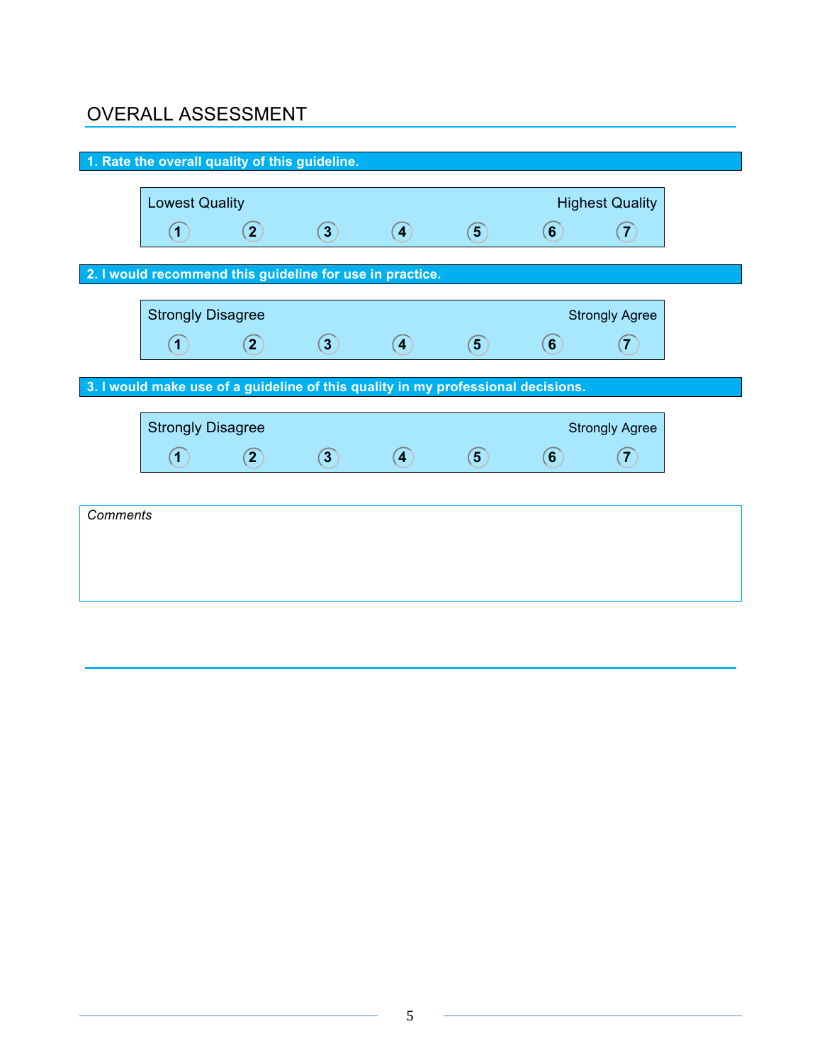## OVERALL ASSESSMENT

**1. Rate the overall quality of this guideline.**

| Lowest Quality | | | | | | Highest Quality |
|---|---|---|---|---|---|---|
| 1 | 2 | 3 | 4 | 5 | 6 | 7 |

**2. I would recommend this guideline for use in practice.**

| Strongly Disagree | | | | | | Strongly Agree |
|---|---|---|---|---|---|---|
| 1 | 2 | 3 | 4 | 5 | 6 | 7 |

**3. I would make use of a guideline of this quality in my professional decisions.**

| Strongly Disagree | | | | | | Strongly Agree |
|---|---|---|---|---|---|---|
| 1 | 2 | 3 | 4 | 5 | 6 | 7 |

*Comments*